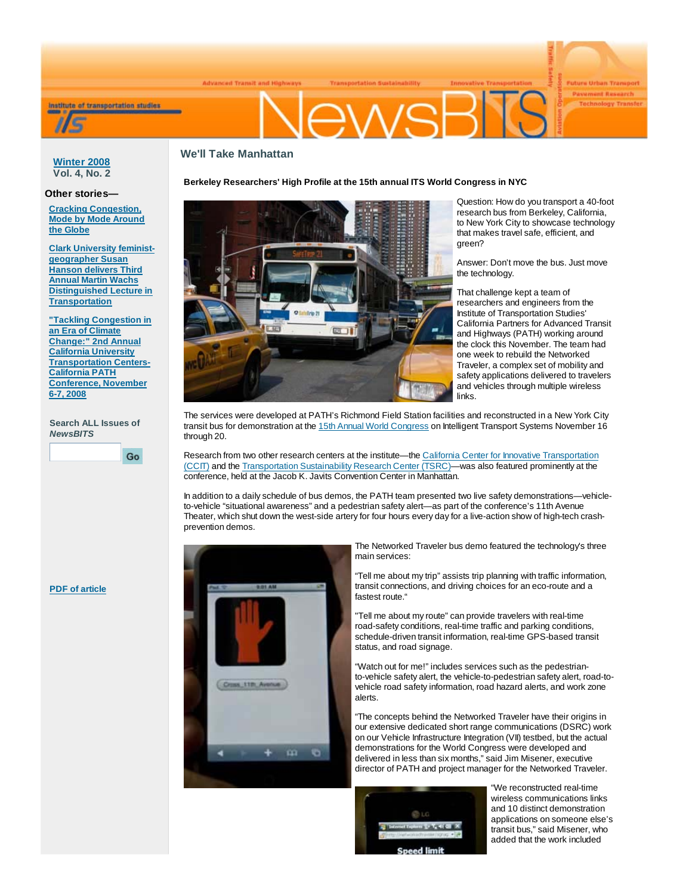Winter 2008
Vol. 4, No. 2

**Other stories—**

- Cracking Congestion, Mode by Mode Around the Globe
- Clark University feminist-geographer Susan Hanson delivers Third Annual Martin Wachs Distinguished Lecture in Transportation
- "Tackling Congestion in an Era of Climate Change:" 2nd Annual California University Transportation Centers-California PATH Conference, November 6-7, 2008

Search ALL Issues of *NewsBITS*

PDF of article

## We'll Take Manhattan

**Berkeley Researchers' High Profile at the 15th annual ITS World Congress in NYC**

Question: How do you transport a 40-foot research bus from Berkeley, California, to New York City to showcase technology that makes travel safe, efficient, and green?

Answer: Don't move the bus. Just move the technology.

That challenge kept a team of researchers and engineers from the Institute of Transportation Studies' California Partners for Advanced Transit and Highways (PATH) working around the clock this November. The team had one week to rebuild the Networked Traveler, a complex set of mobility and safety applications delivered to travelers and vehicles through multiple wireless links.

The services were developed at PATH's Richmond Field Station facilities and reconstructed in a New York City transit bus for demonstration at the 15th Annual World Congress on Intelligent Transport Systems November 16 through 20.

Research from two other research centers at the institute—the California Center for Innovative Transportation (CCIT) and the Transportation Sustainability Research Center (TSRC)—was also featured prominently at the conference, held at the Jacob K. Javits Convention Center in Manhattan.

In addition to a daily schedule of bus demos, the PATH team presented two live safety demonstrations—vehicle-to-vehicle "situational awareness" and a pedestrian safety alert—as part of the conference's 11th Avenue Theater, which shut down the west-side artery for four hours every day for a live-action show of high-tech crash-prevention demos.

The Networked Traveler bus demo featured the technology's three main services:

"Tell me about my trip" assists trip planning with traffic information, transit connections, and driving choices for an eco-route and a fastest route."

"Tell me about my route" can provide travelers with real-time road-safety conditions, real-time traffic and parking conditions, schedule-driven transit information, real-time GPS-based transit status, and road signage.

"Watch out for me!" includes services such as the pedestrian-to-vehicle safety alert, the vehicle-to-pedestrian safety alert, road-to-vehicle road safety information, road hazard alerts, and work zone alerts.

"The concepts behind the Networked Traveler have their origins in our extensive dedicated short range communications (DSRC) work on our Vehicle Infrastructure Integration (VII) testbed, but the actual demonstrations for the World Congress were developed and delivered in less than six months," said Jim Misener, executive director of PATH and project manager for the Networked Traveler.

"We reconstructed real-time wireless communications links and 10 distinct demonstration applications on someone else's transit bus," said Misener, who added that the work included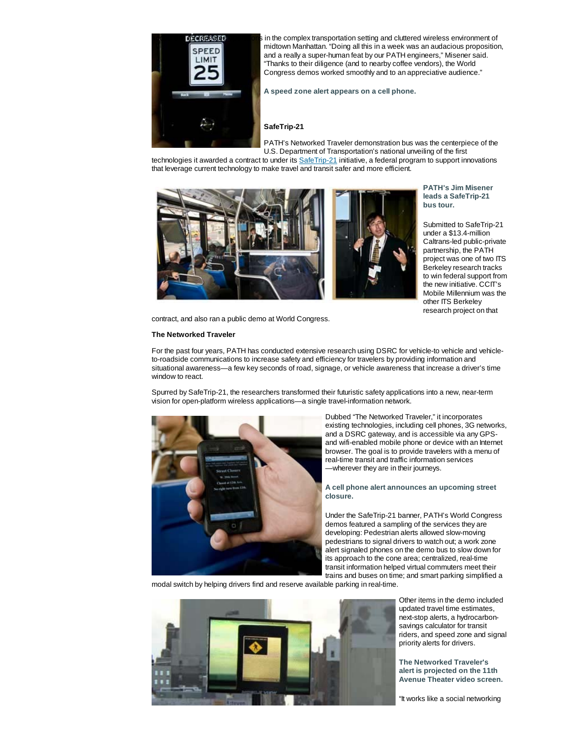s in the complex transportation setting and cluttered wireless environment of midtown Manhattan. "Doing all this in a week was an audacious proposition, and a really a super-human feat by our PATH engineers," Misener said. "Thanks to their diligence (and to nearby coffee vendors), the World Congress demos worked smoothly and to an appreciative audience."

**A speed zone alert appears on a cell phone.**

**SafeTrip-21**

PATH's Networked Traveler demonstration bus was the centerpiece of the U.S. Department of Transportation's national unveiling of the first technologies it awarded a contract to under its SafeTrip-21 initiative, a federal program to support innovations that leverage current technology to make travel and transit safer and more efficient.

**PATH's Jim Misener leads a SafeTrip-21 bus tour.**

Submitted to SafeTrip-21 under a $13.4-million Caltrans-led public-private partnership, the PATH project was one of two ITS Berkeley research tracks to win federal support from the new initiative. CCIT's Mobile Millennium was the other ITS Berkeley research project on that contract, and also ran a public demo at World Congress.

**The Networked Traveler**

For the past four years, PATH has conducted extensive research using DSRC for vehicle-to vehicle and vehicle-to-roadside communications to increase safety and efficiency for travelers by providing information and situational awareness—a few key seconds of road, signage, or vehicle awareness that increase a driver's time window to react.

Spurred by SafeTrip-21, the researchers transformed their futuristic safety applications into a new, near-term vision for open-platform wireless applications—a single travel-information network.

Dubbed "The Networked Traveler," it incorporates existing technologies, including cell phones, 3G networks, and a DSRC gateway, and is accessible via any GPS- and wifi-enabled mobile phone or device with an Internet browser. The goal is to provide travelers with a menu of real-time transit and traffic information services —wherever they are in their journeys.

**A cell phone alert announces an upcoming street closure.**

Under the SafeTrip-21 banner, PATH's World Congress demos featured a sampling of the services they are developing: Pedestrian alerts allowed slow-moving pedestrians to signal drivers to watch out; a work zone alert signaled phones on the demo bus to slow down for its approach to the cone area; centralized, real-time transit information helped virtual commuters meet their trains and buses on time; and smart parking simplified a modal switch by helping drivers find and reserve available parking in real-time.

Other items in the demo included updated travel time estimates, next-stop alerts, a hydrocarbon-savings calculator for transit riders, and speed zone and signal priority alerts for drivers.

**The Networked Traveler's alert is projected on the 11th Avenue Theater video screen.**

"It works like a social networking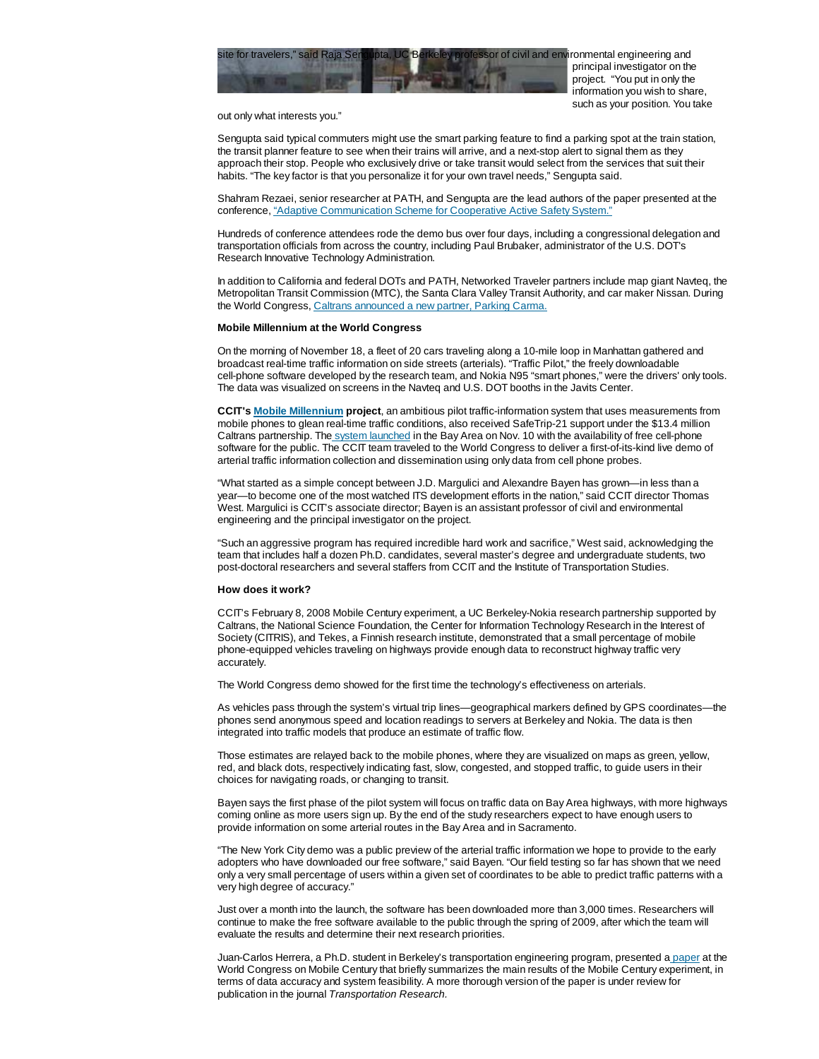site for travelers," said Raja Sengupta, UC Berkeley professor of civil and environmental engineering and principal investigator on the project. "You put in only the information you wish to share, such as your position. You take out only what interests you."

Sengupta said typical commuters might use the smart parking feature to find a parking spot at the train station, the transit planner feature to see when their trains will arrive, and a next-stop alert to signal them as they approach their stop. People who exclusively drive or take transit would select from the services that suit their habits. "The key factor is that you personalize it for your own travel needs," Sengupta said.

Shahram Rezaei, senior researcher at PATH, and Sengupta are the lead authors of the paper presented at the conference, "Adaptive Communication Scheme for Cooperative Active Safety System."

Hundreds of conference attendees rode the demo bus over four days, including a congressional delegation and transportation officials from across the country, including Paul Brubaker, administrator of the U.S. DOT's Research Innovative Technology Administration.

In addition to California and federal DOTs and PATH, Networked Traveler partners include map giant Navteq, the Metropolitan Transit Commission (MTC), the Santa Clara Valley Transit Authority, and car maker Nissan. During the World Congress, Caltrans announced a new partner, Parking Carma.

**Mobile Millennium at the World Congress**

On the morning of November 18, a fleet of 20 cars traveling along a 10-mile loop in Manhattan gathered and broadcast real-time traffic information on side streets (arterials). "Traffic Pilot," the freely downloadable cell-phone software developed by the research team, and Nokia N95 "smart phones," were the drivers' only tools. The data was visualized on screens in the Navteq and U.S. DOT booths in the Javits Center.

**CCIT's Mobile Millennium project**, an ambitious pilot traffic-information system that uses measurements from mobile phones to glean real-time traffic conditions, also received SafeTrip-21 support under the $13.4 million Caltrans partnership. The system launched in the Bay Area on Nov. 10 with the availability of free cell-phone software for the public. The CCIT team traveled to the World Congress to deliver a first-of-its-kind live demo of arterial traffic information collection and dissemination using only data from cell phone probes.

"What started as a simple concept between J.D. Margulici and Alexandre Bayen has grown—in less than a year—to become one of the most watched ITS development efforts in the nation," said CCIT director Thomas West. Margulici is CCIT's associate director; Bayen is an assistant professor of civil and environmental engineering and the principal investigator on the project.

"Such an aggressive program has required incredible hard work and sacrifice," West said, acknowledging the team that includes half a dozen Ph.D. candidates, several master's degree and undergraduate students, two post-doctoral researchers and several staffers from CCIT and the Institute of Transportation Studies.

**How does it work?**

CCIT's February 8, 2008 Mobile Century experiment, a UC Berkeley-Nokia research partnership supported by Caltrans, the National Science Foundation, the Center for Information Technology Research in the Interest of Society (CITRIS), and Tekes, a Finnish research institute, demonstrated that a small percentage of mobile phone-equipped vehicles traveling on highways provide enough data to reconstruct highway traffic very accurately.

The World Congress demo showed for the first time the technology's effectiveness on arterials.

As vehicles pass through the system's virtual trip lines—geographical markers defined by GPS coordinates—the phones send anonymous speed and location readings to servers at Berkeley and Nokia. The data is then integrated into traffic models that produce an estimate of traffic flow.

Those estimates are relayed back to the mobile phones, where they are visualized on maps as green, yellow, red, and black dots, respectively indicating fast, slow, congested, and stopped traffic, to guide users in their choices for navigating roads, or changing to transit.

Bayen says the first phase of the pilot system will focus on traffic data on Bay Area highways, with more highways coming online as more users sign up. By the end of the study researchers expect to have enough users to provide information on some arterial routes in the Bay Area and in Sacramento.

"The New York City demo was a public preview of the arterial traffic information we hope to provide to the early adopters who have downloaded our free software," said Bayen. "Our field testing so far has shown that we need only a very small percentage of users within a given set of coordinates to be able to predict traffic patterns with a very high degree of accuracy."

Just over a month into the launch, the software has been downloaded more than 3,000 times. Researchers will continue to make the free software available to the public through the spring of 2009, after which the team will evaluate the results and determine their next research priorities.

Juan-Carlos Herrera, a Ph.D. student in Berkeley's transportation engineering program, presented a paper at the World Congress on Mobile Century that briefly summarizes the main results of the Mobile Century experiment, in terms of data accuracy and system feasibility. A more thorough version of the paper is under review for publication in the journal *Transportation Research.*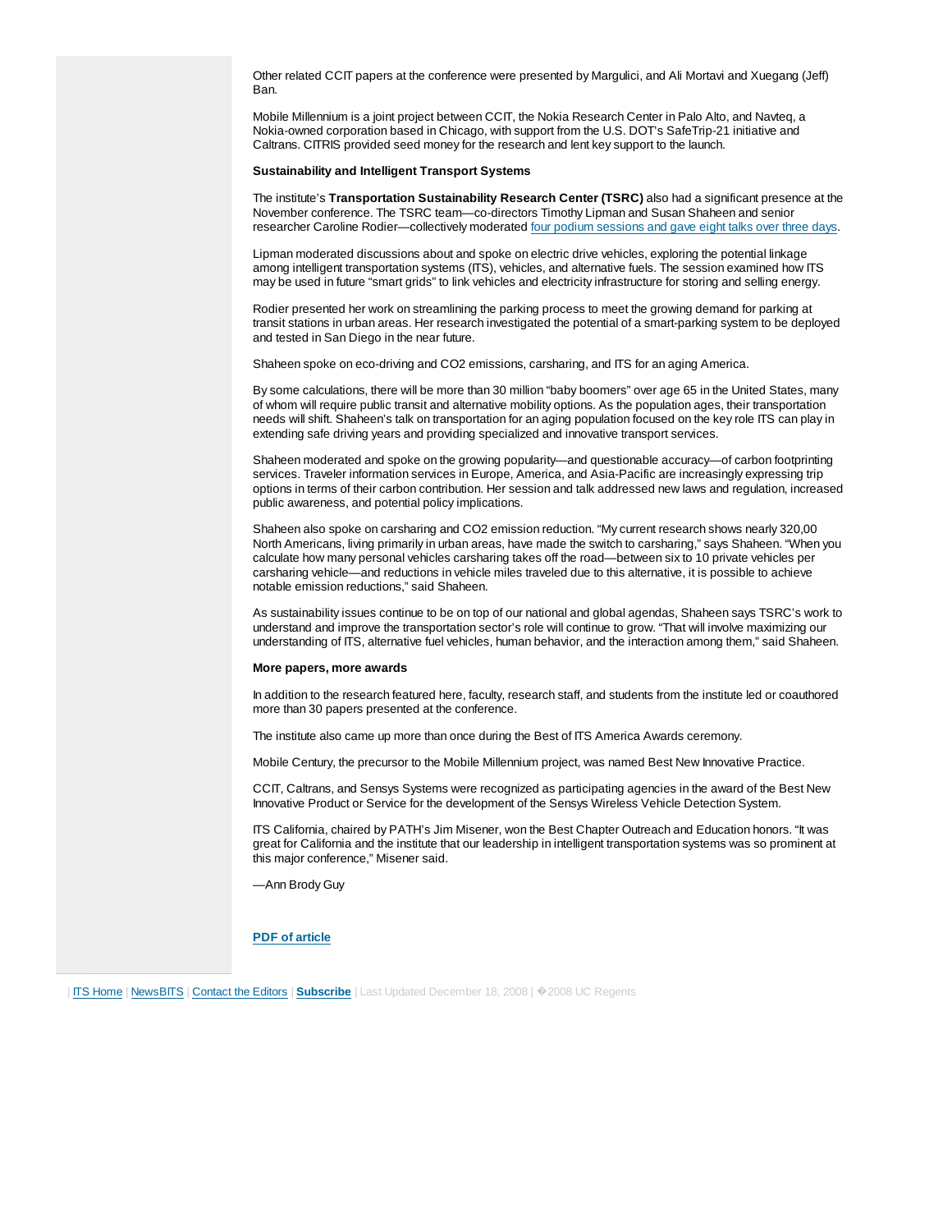Other related CCIT papers at the conference were presented by Margulici, and Ali Mortavi and Xuegang (Jeff) Ban.

Mobile Millennium is a joint project between CCIT, the Nokia Research Center in Palo Alto, and Navteq, a Nokia-owned corporation based in Chicago, with support from the U.S. DOT's SafeTrip-21 initiative and Caltrans. CITRIS provided seed money for the research and lent key support to the launch.

**Sustainability and Intelligent Transport Systems**

The institute's **Transportation Sustainability Research Center (TSRC)** also had a significant presence at the November conference. The TSRC team—co-directors Timothy Lipman and Susan Shaheen and senior researcher Caroline Rodier—collectively moderated four podium sessions and gave eight talks over three days.

Lipman moderated discussions about and spoke on electric drive vehicles, exploring the potential linkage among intelligent transportation systems (ITS), vehicles, and alternative fuels. The session examined how ITS may be used in future "smart grids" to link vehicles and electricity infrastructure for storing and selling energy.

Rodier presented her work on streamlining the parking process to meet the growing demand for parking at transit stations in urban areas. Her research investigated the potential of a smart-parking system to be deployed and tested in San Diego in the near future.

Shaheen spoke on eco-driving and CO2 emissions, carsharing, and ITS for an aging America.

By some calculations, there will be more than 30 million "baby boomers" over age 65 in the United States, many of whom will require public transit and alternative mobility options. As the population ages, their transportation needs will shift. Shaheen's talk on transportation for an aging population focused on the key role ITS can play in extending safe driving years and providing specialized and innovative transport services.

Shaheen moderated and spoke on the growing popularity—and questionable accuracy—of carbon footprinting services. Traveler information services in Europe, America, and Asia-Pacific are increasingly expressing trip options in terms of their carbon contribution. Her session and talk addressed new laws and regulation, increased public awareness, and potential policy implications.

Shaheen also spoke on carsharing and CO2 emission reduction. "My current research shows nearly 320,00 North Americans, living primarily in urban areas, have made the switch to carsharing," says Shaheen. "When you calculate how many personal vehicles carsharing takes off the road—between six to 10 private vehicles per carsharing vehicle—and reductions in vehicle miles traveled due to this alternative, it is possible to achieve notable emission reductions," said Shaheen.

As sustainability issues continue to be on top of our national and global agendas, Shaheen says TSRC's work to understand and improve the transportation sector's role will continue to grow. "That will involve maximizing our understanding of ITS, alternative fuel vehicles, human behavior, and the interaction among them," said Shaheen.

**More papers, more awards**

In addition to the research featured here, faculty, research staff, and students from the institute led or coauthored more than 30 papers presented at the conference.

The institute also came up more than once during the Best of ITS America Awards ceremony.

Mobile Century, the precursor to the Mobile Millennium project, was named Best New Innovative Practice.

CCIT, Caltrans, and Sensys Systems were recognized as participating agencies in the award of the Best New Innovative Product or Service for the development of the Sensys Wireless Vehicle Detection System.

ITS California, chaired by PATH's Jim Misener, won the Best Chapter Outreach and Education honors. "It was great for California and the institute that our leadership in intelligent transportation systems was so prominent at this major conference," Misener said.

—Ann Brody Guy

**PDF of article**

| ITS Home | NewsBITS | Contact the Editors | **Subscribe** | Last Updated December 18, 2008 | �2008 UC Regents